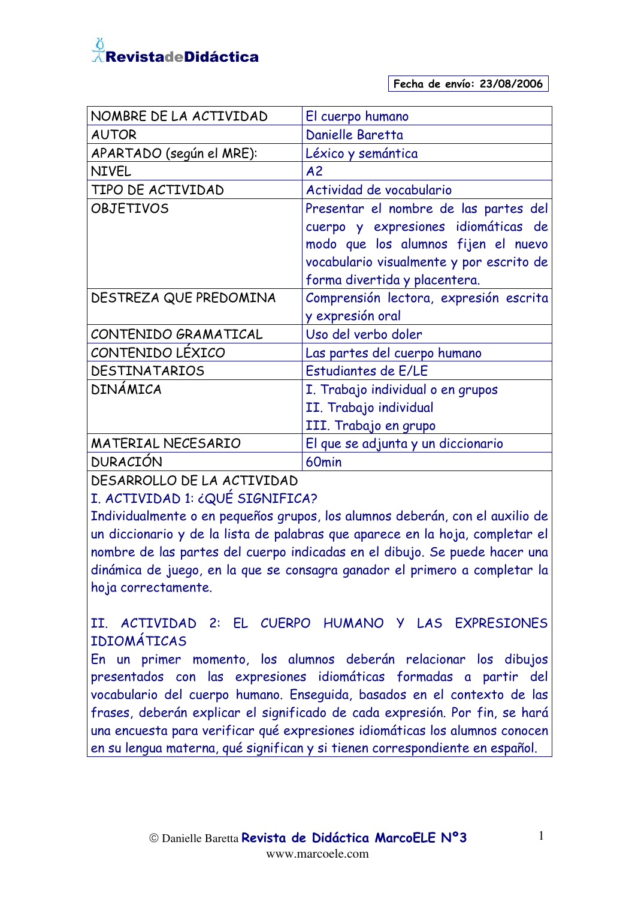Fecha de envío: 23/08/2006

| NOMBRE DE LA ACTIVIDAD | El cuerpo humano |
|---|---|
| AUTOR | Danielle Baretta |
| APARTADO (según el MRE): | Léxico y semántica |
| NIVEL | A2 |
| TIPO DE ACTIVIDAD | Actividad de vocabulario |
| OBJETIVOS | Presentar el nombre de las partes del cuerpo y expresiones idiomáticas de modo que los alumnos fijen el nuevo vocabulario visualmente y por escrito de forma divertida y placentera. |
| DESTREZA QUE PREDOMINA | Comprensión lectora, expresión escrita y expresión oral |
| CONTENIDO GRAMATICAL | Uso del verbo doler |
| CONTENIDO LÉXICO | Las partes del cuerpo humano |
| DESTINATARIOS | Estudiantes de E/LE |
| DINÁMICA | I. Trabajo individual o en grupos<br>II. Trabajo individual<br>III. Trabajo en grupo |
| MATERIAL NECESARIO | El que se adjunta y un diccionario |
| DURACIÓN | 60min |

DESARROLLO DE LA ACTIVIDAD

I. ACTIVIDAD 1: ¿QUÉ SIGNIFICA?

Individualmente o en pequeños grupos, los alumnos deberán, con el auxilio de un diccionario y de la lista de palabras que aparece en la hoja, completar el nombre de las partes del cuerpo indicadas en el dibujo. Se puede hacer una dinámica de juego, en la que se consagra ganador el primero a completar la hoja correctamente.

II. ACTIVIDAD 2: EL CUERPO HUMANO Y LAS EXPRESIONES IDIOMÁTICAS

En un primer momento, los alumnos deberán relacionar los dibujos presentados con las expresiones idiomáticas formadas a partir del vocabulario del cuerpo humano. Enseguida, basados en el contexto de las frases, deberán explicar el significado de cada expresión. Por fin, se hará una encuesta para verificar qué expresiones idiomáticas los alumnos conocen en su lengua materna, qué significan y si tienen correspondiente en español.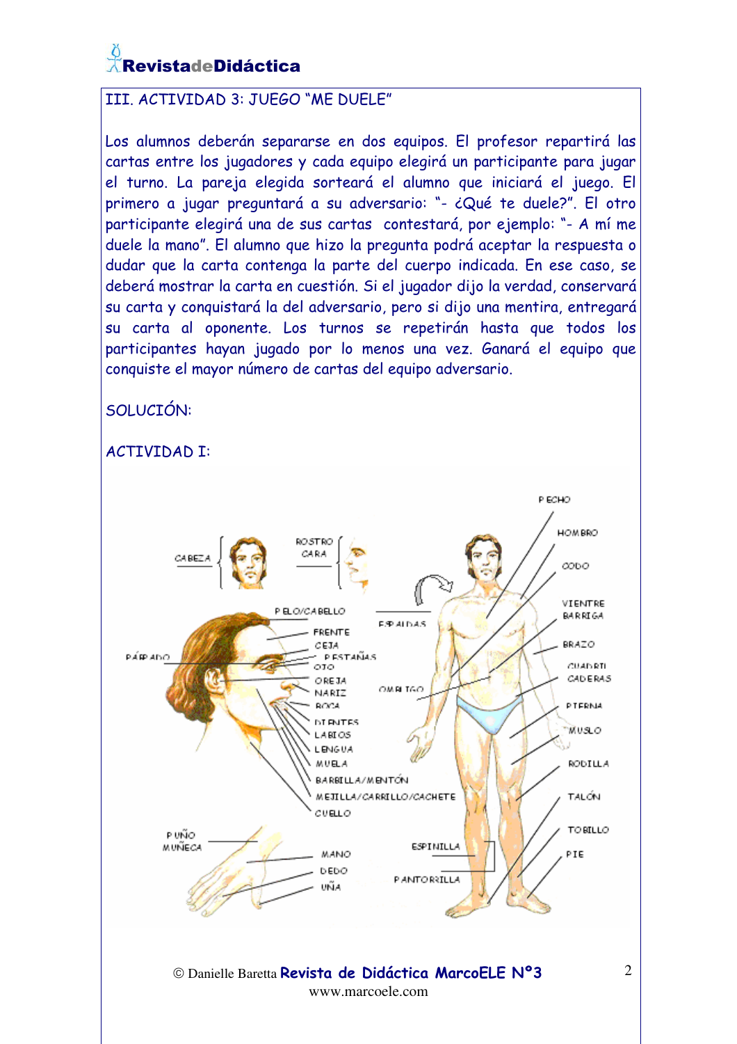III. ACTIVIDAD 3: JUEGO "ME DUELE"

Los alumnos deberán separarse en dos equipos. El profesor repartirá las cartas entre los jugadores y cada equipo elegirá un participante para jugar el turno. La pareja elegida sorteará el alumno que iniciará el juego. El primero a jugar preguntará a su adversario: "- ¿Qué te duele?". El otro participante elegirá una de sus cartas contestará, por ejemplo: "- A mí me duele la mano". El alumno que hizo la pregunta podrá aceptar la respuesta o dudar que la carta contenga la parte del cuerpo indicada. En ese caso, se deberá mostrar la carta en cuestión. Si el jugador dijo la verdad, conservará su carta y conquistará la del adversario, pero si dijo una mentira, entregará su carta al oponente. Los turnos se repetirán hasta que todos los participantes hayan jugado por lo menos una vez. Ganará el equipo que conquiste el mayor número de cartas del equipo adversario.

SOLUCIÓN:

ACTIVIDAD I:

CABEZA
ROSTRO
CARA
PELO/CABELLO
FRENTE
CEJA
PÁRPADO
PESTAÑAS
OJO
OREJA
NARIZ
BOCA
DIENTES
LABIOS
LENGUA
MUELA
BARBILLA/MENTÓN
MEJILLA/CARRILLO/CACHETE
CUELLO
ESPALDAS
OMBLIGO
PECHO
HOMBRO
CODO
VIENTRE
BARRIGA
BRAZO
CUADRIL
CADERAS
PIERNA
MUSLO
RODILLA
TALÓN
TOBILLO
PIE
ESPINILLA
PANTORRILLA
PUÑO
MUÑECA
MANO
DEDO
UÑA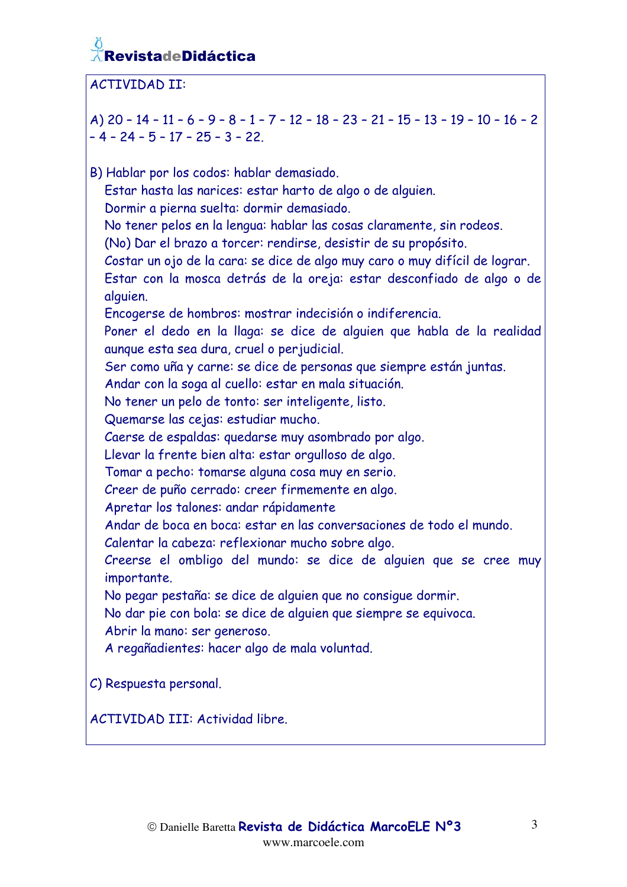ACTIVIDAD II:

A) 20 – 14 – 11 – 6 – 9 – 8 – 1 – 7 – 12 – 18 – 23 – 21 – 15 – 13 – 19 – 10 – 16 – 2 – 4 – 24 – 5 – 17 – 25 – 3 – 22.

B) Hablar por los codos: hablar demasiado.
Estar hasta las narices: estar harto de algo o de alguien.
Dormir a pierna suelta: dormir demasiado.
No tener pelos en la lengua: hablar las cosas claramente, sin rodeos.
(No) Dar el brazo a torcer: rendirse, desistir de su propósito.
Costar un ojo de la cara: se dice de algo muy caro o muy difícil de lograr.
Estar con la mosca detrás de la oreja: estar desconfiado de algo o de alguien.
Encogerse de hombros: mostrar indecisión o indiferencia.
Poner el dedo en la llaga: se dice de alguien que habla de la realidad aunque esta sea dura, cruel o perjudicial.
Ser como uña y carne: se dice de personas que siempre están juntas.
Andar con la soga al cuello: estar en mala situación.
No tener un pelo de tonto: ser inteligente, listo.
Quemarse las cejas: estudiar mucho.
Caerse de espaldas: quedarse muy asombrado por algo.
Llevar la frente bien alta: estar orgulloso de algo.
Tomar a pecho: tomarse alguna cosa muy en serio.
Creer de puño cerrado: creer firmemente en algo.
Apretar los talones: andar rápidamente
Andar de boca en boca: estar en las conversaciones de todo el mundo.
Calentar la cabeza: reflexionar mucho sobre algo.
Creerse el ombligo del mundo: se dice de alguien que se cree muy importante.
No pegar pestaña: se dice de alguien que no consigue dormir.
No dar pie con bola: se dice de alguien que siempre se equivoca.
Abrir la mano: ser generoso.
A regañadientes: hacer algo de mala voluntad.

C) Respuesta personal.

ACTIVIDAD III: Actividad libre.